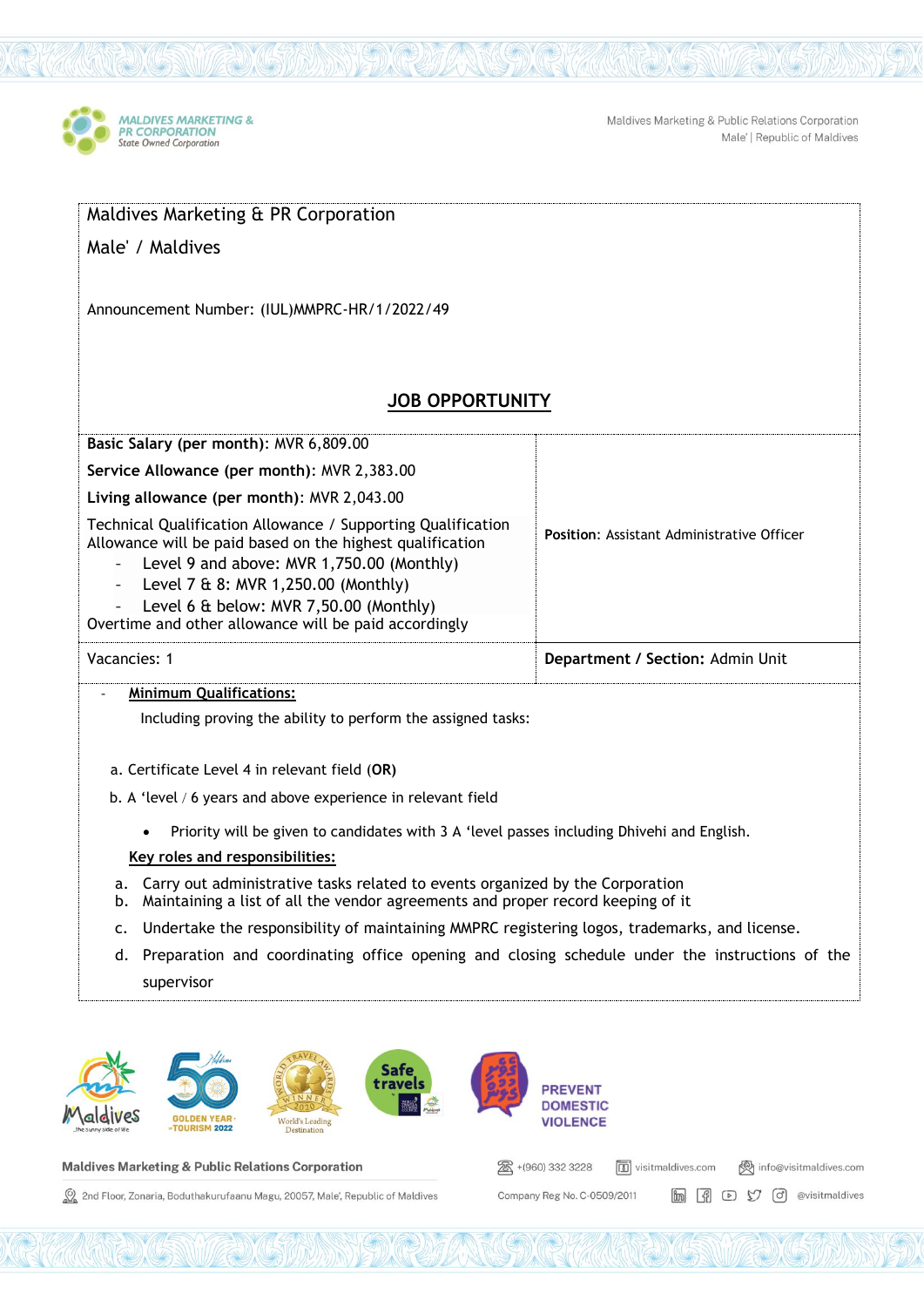Maldives Marketing & PR Corporation

Male' / Maldives

Announcement Number: (IUL)MMPRC-HR/1/2022/49

## JOB OPPORTUNITY

| | |
|---|---|
| **Basic Salary (per month)**: MVR 6,809.00<br>**Service Allowance (per month)**: MVR 2,383.00<br>**Living allowance (per month)**: MVR 2,043.00<br>Technical Qualification Allowance / Supporting Qualification Allowance will be paid based on the highest qualification<br>- Level 9 and above: MVR 1,750.00 (Monthly)<br>- Level 7 & 8: MVR 1,250.00 (Monthly)<br>- Level 6 & below: MVR 7,50.00 (Monthly)<br>Overtime and other allowance will be paid accordingly | **Position**: Assistant Administrative Officer |
| Vacancies: 1 | **Department / Section:** Admin Unit |

- **Minimum Qualifications:**

  Including proving the ability to perform the assigned tasks:

  a. Certificate Level 4 in relevant field (**OR**)

  b. A 'level / 6 years and above experience in relevant field

  - Priority will be given to candidates with 3 A 'level passes including Dhivehi and English.

**Key roles and responsibilities:**

a. Carry out administrative tasks related to events organized by the Corporation
b. Maintaining a list of all the vendor agreements and proper record keeping of it
c. Undertake the responsibility of maintaining MMPRC registering logos, trademarks, and license.
d. Preparation and coordinating office opening and closing schedule under the instructions of the supervisor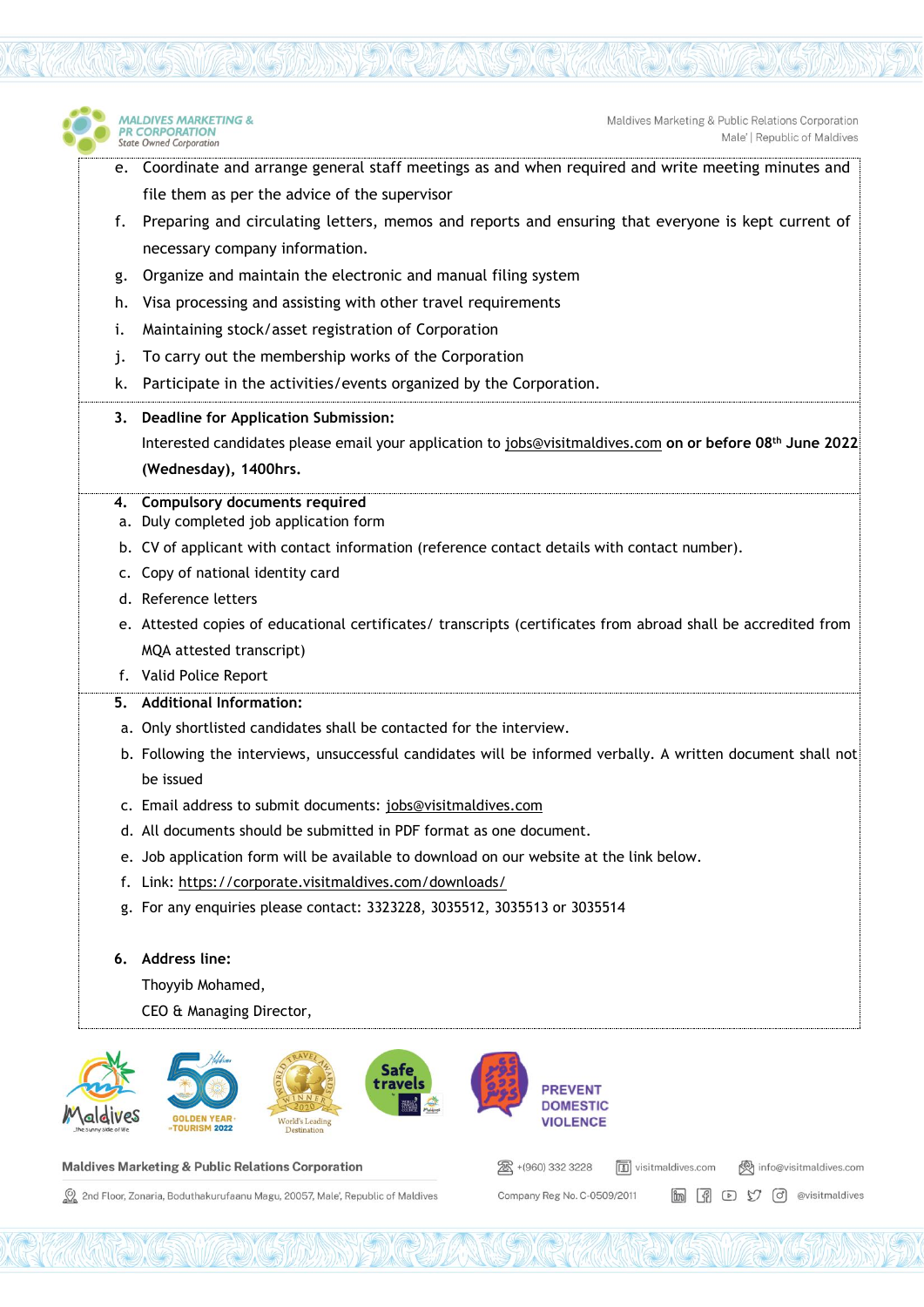e. Coordinate and arrange general staff meetings as and when required and write meeting minutes and file them as per the advice of the supervisor
f. Preparing and circulating letters, memos and reports and ensuring that everyone is kept current of necessary company information.
g. Organize and maintain the electronic and manual filing system
h. Visa processing and assisting with other travel requirements
i. Maintaining stock/asset registration of Corporation
j. To carry out the membership works of the Corporation
k. Participate in the activities/events organized by the Corporation.

**3. Deadline for Application Submission:**

Interested candidates please email your application to jobs@visitmaldives.com **on or before 08th June 2022 (Wednesday), 1400hrs.**

**4. Compulsory documents required**

a. Duly completed job application form
b. CV of applicant with contact information (reference contact details with contact number).
c. Copy of national identity card
d. Reference letters
e. Attested copies of educational certificates/ transcripts (certificates from abroad shall be accredited from MQA attested transcript)
f. Valid Police Report

**5. Additional Information:**

a. Only shortlisted candidates shall be contacted for the interview.
b. Following the interviews, unsuccessful candidates will be informed verbally. A written document shall not be issued
c. Email address to submit documents: jobs@visitmaldives.com
d. All documents should be submitted in PDF format as one document.
e. Job application form will be available to download on our website at the link below.
f. Link: https://corporate.visitmaldives.com/downloads/
g. For any enquiries please contact: 3323228, 3035512, 3035513 or 3035514

**6. Address line:**

Thoyyib Mohamed,
CEO & Managing Director,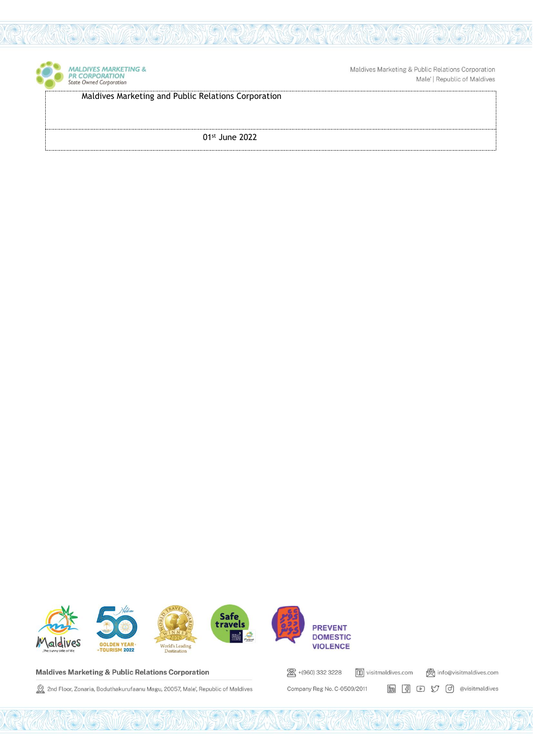| Maldives Marketing and Public Relations Corporation |
| --- |
| 01st June 2022 |